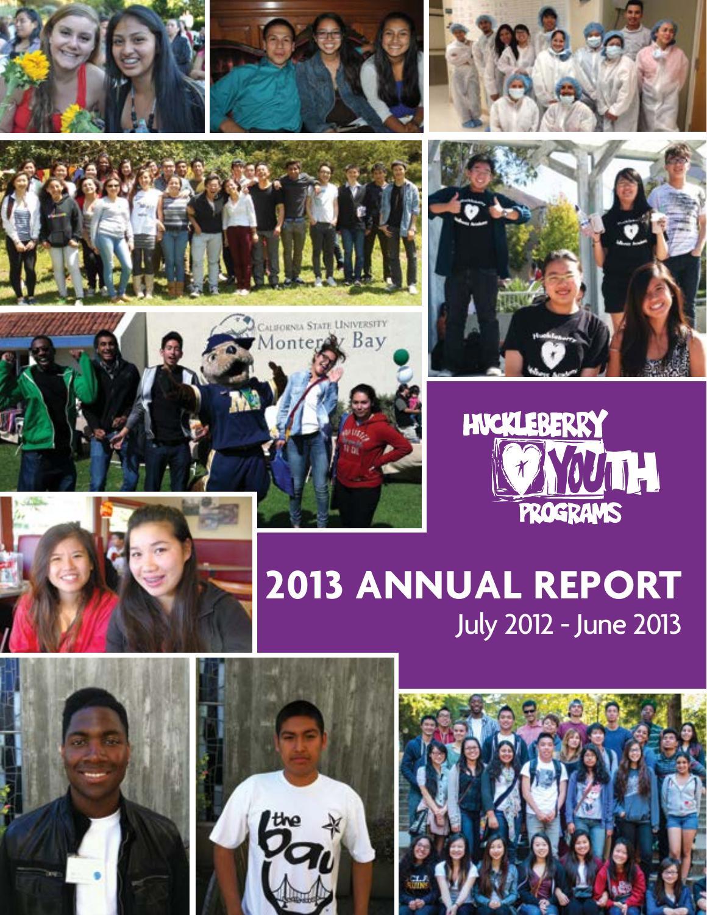Huckleberry Youth Programs

# 2013 ANNUAL REPORT

July 2012 - June 2013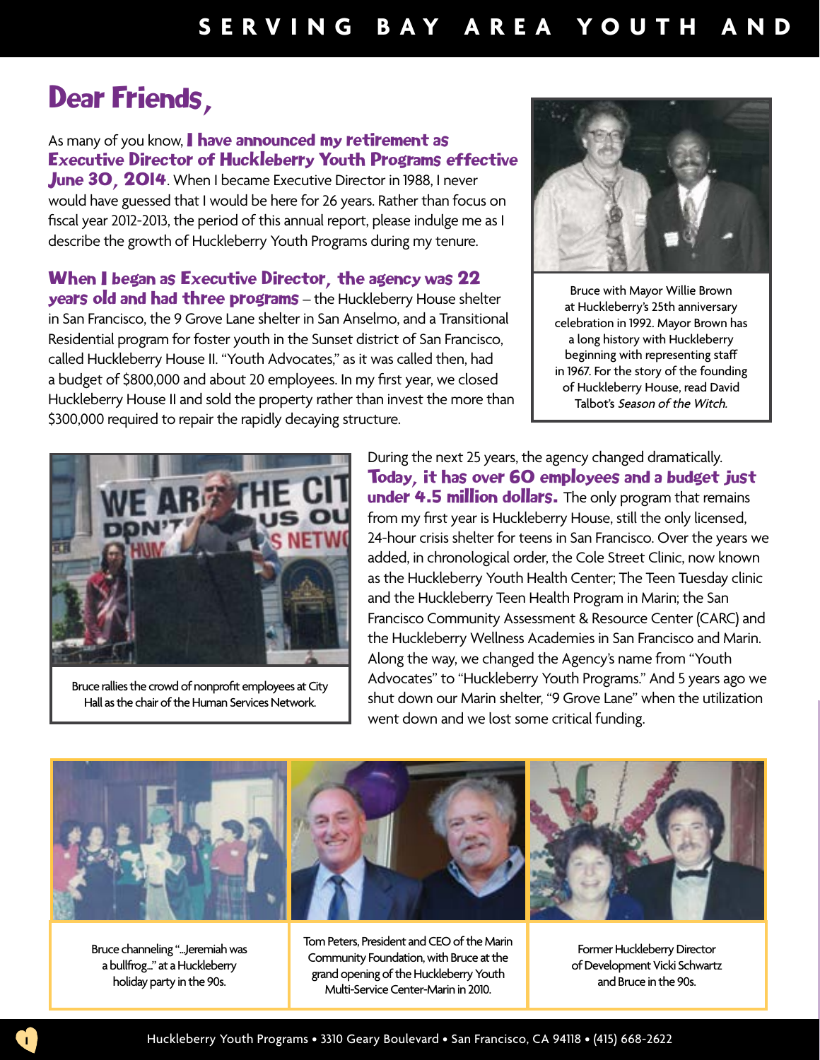# Dear Friends,

As many of you know, **I have announced my retirement as Executive Director of Huckleberry Youth Programs effective June 30, 2014**. When I became Executive Director in 1988, I never would have guessed that I would be here for 26 years. Rather than focus on fiscal year 2012-2013, the period of this annual report, please indulge me as I describe the growth of Huckleberry Youth Programs during my tenure.

**When I began as Executive Director, the agency was 22 years old and had three programs** – the Huckleberry House shelter in San Francisco, the 9 Grove Lane shelter in San Anselmo, and a Transitional Residential program for foster youth in the Sunset district of San Francisco, called Huckleberry House II. "Youth Advocates," as it was called then, had a budget of $800,000 and about 20 employees. In my first year, we closed Huckleberry House II and sold the property rather than invest the more than $300,000 required to repair the rapidly decaying structure.

Bruce with Mayor Willie Brown at Huckleberry's 25th anniversary celebration in 1992. Mayor Brown has a long history with Huckleberry beginning with representing staff in 1967. For the story of the founding of Huckleberry House, read David Talbot's *Season of the Witch.*

During the next 25 years, the agency changed dramatically. **Today, it has over 60 employees and a budget just under 4.5 million dollars.** The only program that remains from my first year is Huckleberry House, still the only licensed, 24-hour crisis shelter for teens in San Francisco. Over the years we added, in chronological order, the Cole Street Clinic, now known as the Huckleberry Youth Health Center; The Teen Tuesday clinic and the Huckleberry Teen Health Program in Marin; the San Francisco Community Assessment & Resource Center (CARC) and the Huckleberry Wellness Academies in San Francisco and Marin. Along the way, we changed the Agency's name from "Youth Advocates" to "Huckleberry Youth Programs." And 5 years ago we shut down our Marin shelter, "9 Grove Lane" when the utilization went down and we lost some critical funding.

Bruce rallies the crowd of nonprofit employees at City Hall as the chair of the Human Services Network.

Bruce channeling "...Jeremiah was a bullfrog..." at a Huckleberry holiday party in the 90s.

Tom Peters, President and CEO of the Marin Community Foundation, with Bruce at the grand opening of the Huckleberry Youth Multi-Service Center-Marin in 2010.

Former Huckleberry Director of Development Vicki Schwartz and Bruce in the 90s.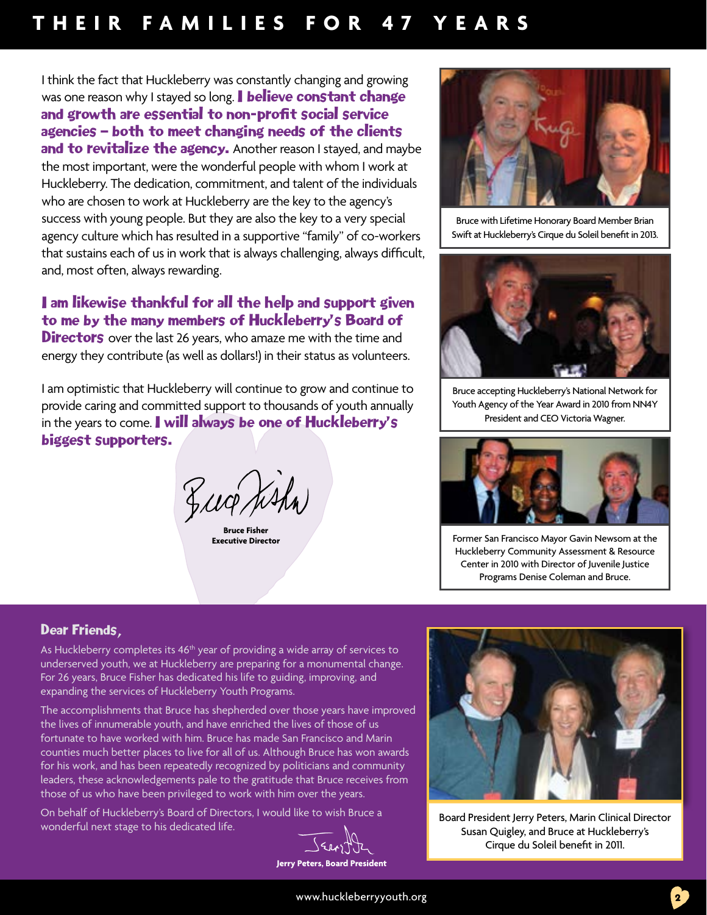# THEIR FAMILIES FOR 47 YEARS

I think the fact that Huckleberry was constantly changing and growing was one reason why I stayed so long. **I believe constant change and growth are essential to non-profit social service agencies – both to meet changing needs of the clients and to revitalize the agency.** Another reason I stayed, and maybe the most important, were the wonderful people with whom I work at Huckleberry. The dedication, commitment, and talent of the individuals who are chosen to work at Huckleberry are the key to the agency's success with young people. But they are also the key to a very special agency culture which has resulted in a supportive "family" of co-workers that sustains each of us in work that is always challenging, always difficult, and, most often, always rewarding.

**I am likewise thankful for all the help and support given to me by the many members of Huckleberry's Board of Directors** over the last 26 years, who amaze me with the time and energy they contribute (as well as dollars!) in their status as volunteers.

I am optimistic that Huckleberry will continue to grow and continue to provide caring and committed support to thousands of youth annually in the years to come. **I will always be one of Huckleberry's biggest supporters.**

**Bruce Fisher**
**Executive Director**

Bruce with Lifetime Honorary Board Member Brian Swift at Huckleberry's Cirque du Soleil benefit in 2013.

Bruce accepting Huckleberry's National Network for Youth Agency of the Year Award in 2010 from NN4Y President and CEO Victoria Wagner.

Former San Francisco Mayor Gavin Newsom at the Huckleberry Community Assessment & Resource Center in 2010 with Director of Juvenile Justice Programs Denise Coleman and Bruce.

## Dear Friends,

As Huckleberry completes its 46th year of providing a wide array of services to underserved youth, we at Huckleberry are preparing for a monumental change. For 26 years, Bruce Fisher has dedicated his life to guiding, improving, and expanding the services of Huckleberry Youth Programs.

The accomplishments that Bruce has shepherded over those years have improved the lives of innumerable youth, and have enriched the lives of those of us fortunate to have worked with him. Bruce has made San Francisco and Marin counties much better places to live for all of us. Although Bruce has won awards for his work, and has been repeatedly recognized by politicians and community leaders, these acknowledgements pale to the gratitude that Bruce receives from those of us who have been privileged to work with him over the years.

On behalf of Huckleberry's Board of Directors, I would like to wish Bruce a wonderful next stage to his dedicated life.

**Jerry Peters, Board President**

Board President Jerry Peters, Marin Clinical Director Susan Quigley, and Bruce at Huckleberry's Cirque du Soleil benefit in 2011.

www.huckleberryyouth.org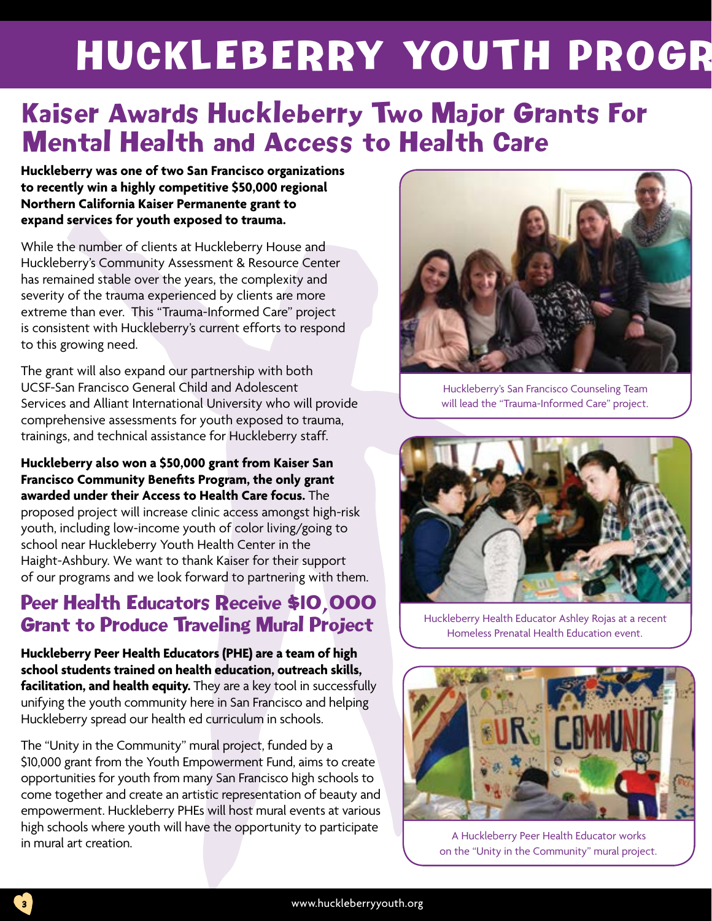# HUCKLEBERRY YOUTH PROGR

## Kaiser Awards Huckleberry Two Major Grants For Mental Health and Access to Health Care

**Huckleberry was one of two San Francisco organizations to recently win a highly competitive $50,000 regional Northern California Kaiser Permanente grant to expand services for youth exposed to trauma.**

While the number of clients at Huckleberry House and Huckleberry's Community Assessment & Resource Center has remained stable over the years, the complexity and severity of the trauma experienced by clients are more extreme than ever. This "Trauma-Informed Care" project is consistent with Huckleberry's current efforts to respond to this growing need.

The grant will also expand our partnership with both UCSF-San Francisco General Child and Adolescent Services and Alliant International University who will provide comprehensive assessments for youth exposed to trauma, trainings, and technical assistance for Huckleberry staff.

**Huckleberry also won a $50,000 grant from Kaiser San Francisco Community Benefits Program, the only grant awarded under their Access to Health Care focus.** The proposed project will increase clinic access amongst high-risk youth, including low-income youth of color living/going to school near Huckleberry Youth Health Center in the Haight-Ashbury. We want to thank Kaiser for their support of our programs and we look forward to partnering with them.

Huckleberry's San Francisco Counseling Team will lead the "Trauma-Informed Care" project.

Huckleberry Health Educator Ashley Rojas at a recent Homeless Prenatal Health Education event.

## Peer Health Educators Receive $10,000 Grant to Produce Traveling Mural Project

**Huckleberry Peer Health Educators (PHE) are a team of high school students trained on health education, outreach skills, facilitation, and health equity.** They are a key tool in successfully unifying the youth community here in San Francisco and helping Huckleberry spread our health ed curriculum in schools.

The "Unity in the Community" mural project, funded by a $10,000 grant from the Youth Empowerment Fund, aims to create opportunities for youth from many San Francisco high schools to come together and create an artistic representation of beauty and empowerment. Huckleberry PHEs will host mural events at various high schools where youth will have the opportunity to participate in mural art creation.

A Huckleberry Peer Health Educator works on the "Unity in the Community" mural project.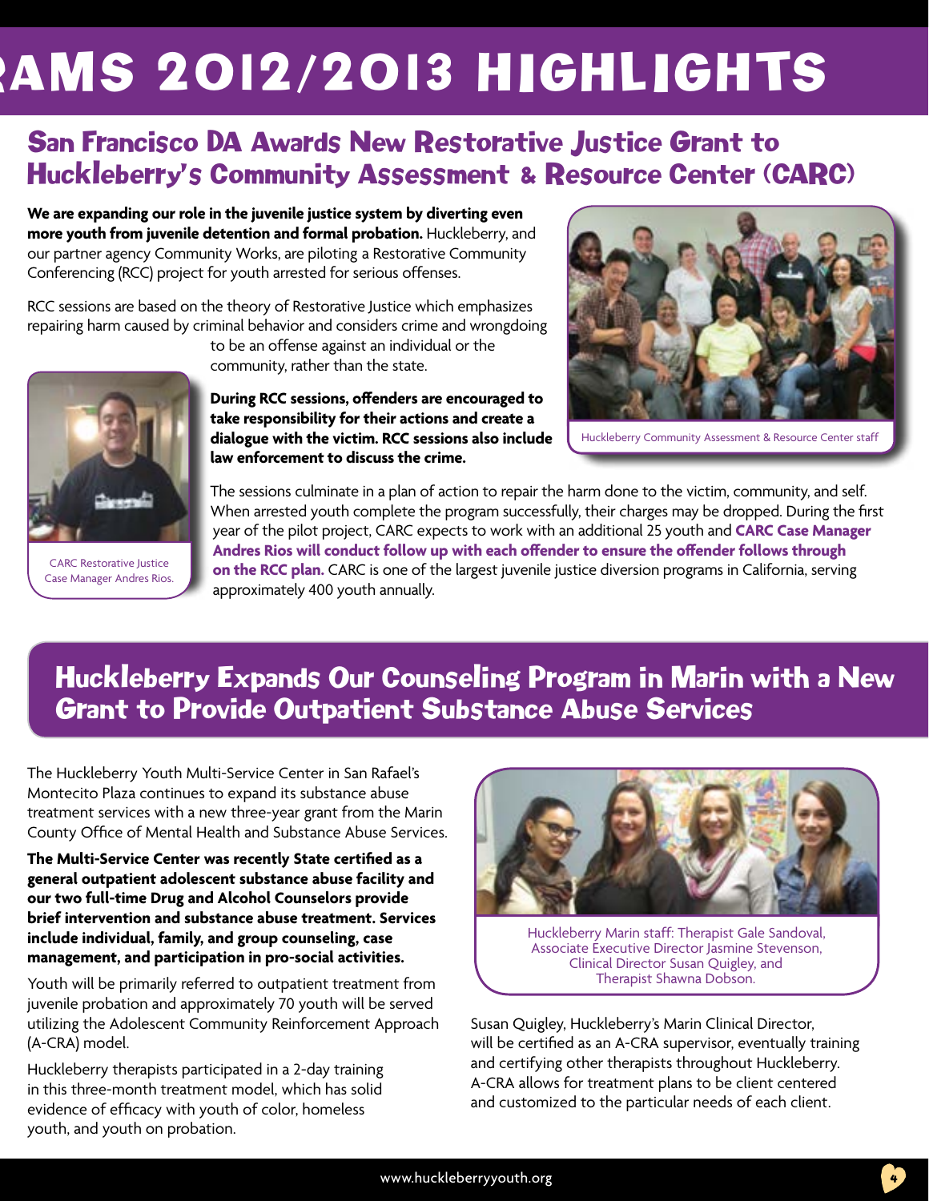# RAMS 2012/2013 HIGHLIGHTS

## San Francisco DA Awards New Restorative Justice Grant to Huckleberry's Community Assessment & Resource Center (CARC)

**We are expanding our role in the juvenile justice system by diverting even more youth from juvenile detention and formal probation.** Huckleberry, and our partner agency Community Works, are piloting a Restorative Community Conferencing (RCC) project for youth arrested for serious offenses.

RCC sessions are based on the theory of Restorative Justice which emphasizes repairing harm caused by criminal behavior and considers crime and wrongdoing to be an offense against an individual or the community, rather than the state.

**During RCC sessions, offenders are encouraged to take responsibility for their actions and create a dialogue with the victim. RCC sessions also include law enforcement to discuss the crime.**

Huckleberry Community Assessment & Resource Center staff

CARC Restorative Justice Case Manager Andres Rios.

The sessions culminate in a plan of action to repair the harm done to the victim, community, and self. When arrested youth complete the program successfully, their charges may be dropped. During the first year of the pilot project, CARC expects to work with an additional 25 youth and **CARC Case Manager Andres Rios will conduct follow up with each offender to ensure the offender follows through on the RCC plan.** CARC is one of the largest juvenile justice diversion programs in California, serving approximately 400 youth annually.

## Huckleberry Expands Our Counseling Program in Marin with a New Grant to Provide Outpatient Substance Abuse Services

The Huckleberry Youth Multi-Service Center in San Rafael's Montecito Plaza continues to expand its substance abuse treatment services with a new three-year grant from the Marin County Office of Mental Health and Substance Abuse Services.

**The Multi-Service Center was recently State certified as a general outpatient adolescent substance abuse facility and our two full-time Drug and Alcohol Counselors provide brief intervention and substance abuse treatment. Services include individual, family, and group counseling, case management, and participation in pro-social activities.**

Youth will be primarily referred to outpatient treatment from juvenile probation and approximately 70 youth will be served utilizing the Adolescent Community Reinforcement Approach (A-CRA) model.

Huckleberry therapists participated in a 2-day training in this three-month treatment model, which has solid evidence of efficacy with youth of color, homeless youth, and youth on probation.

Huckleberry Marin staff: Therapist Gale Sandoval, Associate Executive Director Jasmine Stevenson, Clinical Director Susan Quigley, and Therapist Shawna Dobson.

Susan Quigley, Huckleberry's Marin Clinical Director, will be certified as an A-CRA supervisor, eventually training and certifying other therapists throughout Huckleberry. A-CRA allows for treatment plans to be client centered and customized to the particular needs of each client.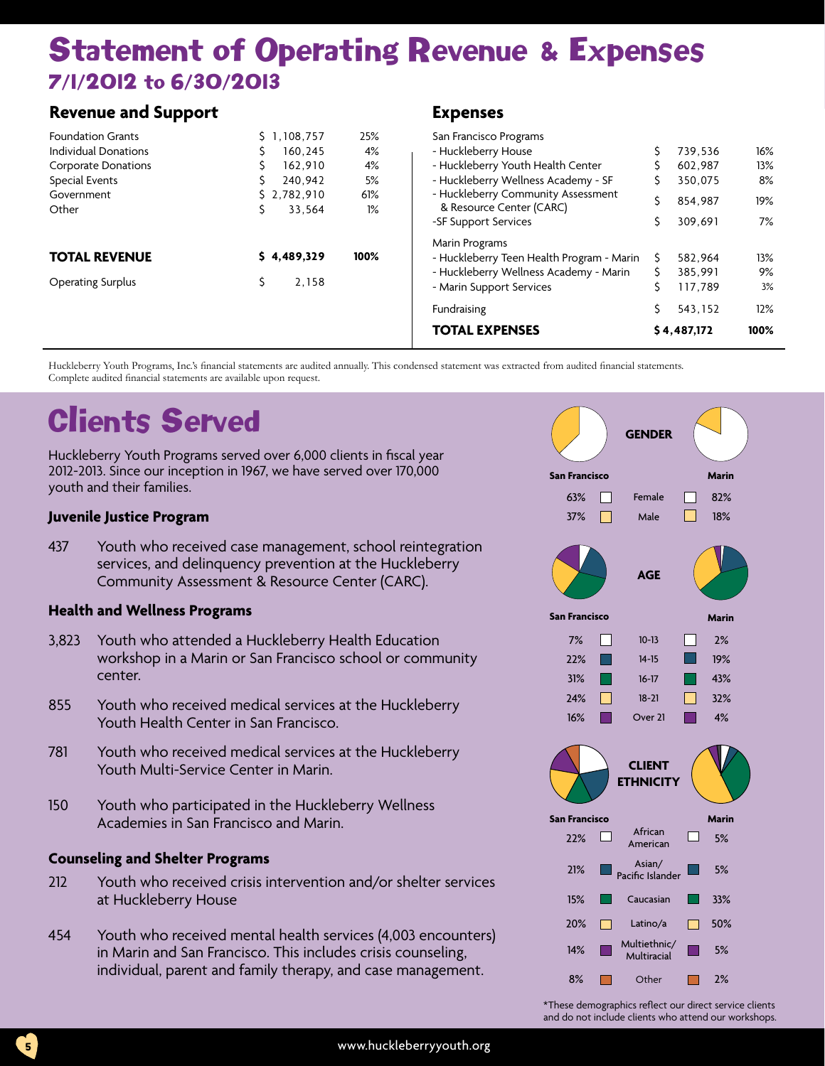# Statement of Operating Revenue & Expenses

## 7/1/2012 to 6/30/2013

### Revenue and Support

| | | |
|---|---|---|
| Foundation Grants | $ 1,108,757 | 25% |
| Individual Donations | $ 160,245 | 4% |
| Corporate Donations | $ 162,910 | 4% |
| Special Events | $ 240,942 | 5% |
| Government | $ 2,782,910 | 61% |
| Other | $ 33,564 | 1% |
| **TOTAL REVENUE** | **$ 4,489,329** | **100%** |
| Operating Surplus | $ 2,158 | |

### Expenses

| | | |
|---|---|---|
| San Francisco Programs | | |
| - Huckleberry House | $ 739,536 | 16% |
| - Huckleberry Youth Health Center | $ 602,987 | 13% |
| - Huckleberry Wellness Academy - SF | $ 350,075 | 8% |
| - Huckleberry Community Assessment & Resource Center (CARC) | $ 854,987 | 19% |
| -SF Support Services | $ 309,691 | 7% |
| Marin Programs | | |
| - Huckleberry Teen Health Program - Marin | $ 582,964 | 13% |
| - Huckleberry Wellness Academy - Marin | $ 385,991 | 9% |
| - Marin Support Services | $ 117,789 | 3% |
| Fundraising | $ 543,152 | 12% |
| **TOTAL EXPENSES** | **$ 4,487,172** | **100%** |

Huckleberry Youth Programs, Inc.'s financial statements are audited annually. This condensed statement was extracted from audited financial statements. Complete audited financial statements are available upon request.

# Clients Served

Huckleberry Youth Programs served over 6,000 clients in fiscal year 2012-2013. Since our inception in 1967, we have served over 170,000 youth and their families.

### Juvenile Justice Program

437 Youth who received case management, school reintegration services, and delinquency prevention at the Huckleberry Community Assessment & Resource Center (CARC).

### Health and Wellness Programs

3,823 Youth who attended a Huckleberry Health Education workshop in a Marin or San Francisco school or community center.

855 Youth who received medical services at the Huckleberry Youth Health Center in San Francisco.

781 Youth who received medical services at the Huckleberry Youth Multi-Service Center in Marin.

150 Youth who participated in the Huckleberry Wellness Academies in San Francisco and Marin.

### Counseling and Shelter Programs

212 Youth who received crisis intervention and/or shelter services at Huckleberry House

454 Youth who received mental health services (4,003 encounters) in Marin and San Francisco. This includes crisis counseling, individual, parent and family therapy, and case management.

### GENDER

| San Francisco | | Marin |
|---|---|---|
| 63% | Female | 82% |
| 37% | Male | 18% |

### AGE

| San Francisco | | Marin |
|---|---|---|
| 7% | 10-13 | 2% |
| 22% | 14-15 | 19% |
| 31% | 16-17 | 43% |
| 24% | 18-21 | 32% |
| 16% | Over 21 | 4% |

### CLIENT ETHNICITY

| San Francisco | | Marin |
|---|---|---|
| 22% | African American | 5% |
| 21% | Asian/ Pacific Islander | 5% |
| 15% | Caucasian | 33% |
| 20% | Latino/a | 50% |
| 14% | Multiethnic/ Multiracial | 5% |
| 8% | Other | 2% |

*These demographics reflect our direct service clients and do not include clients who attend our workshops.

www.huckleberryyouth.org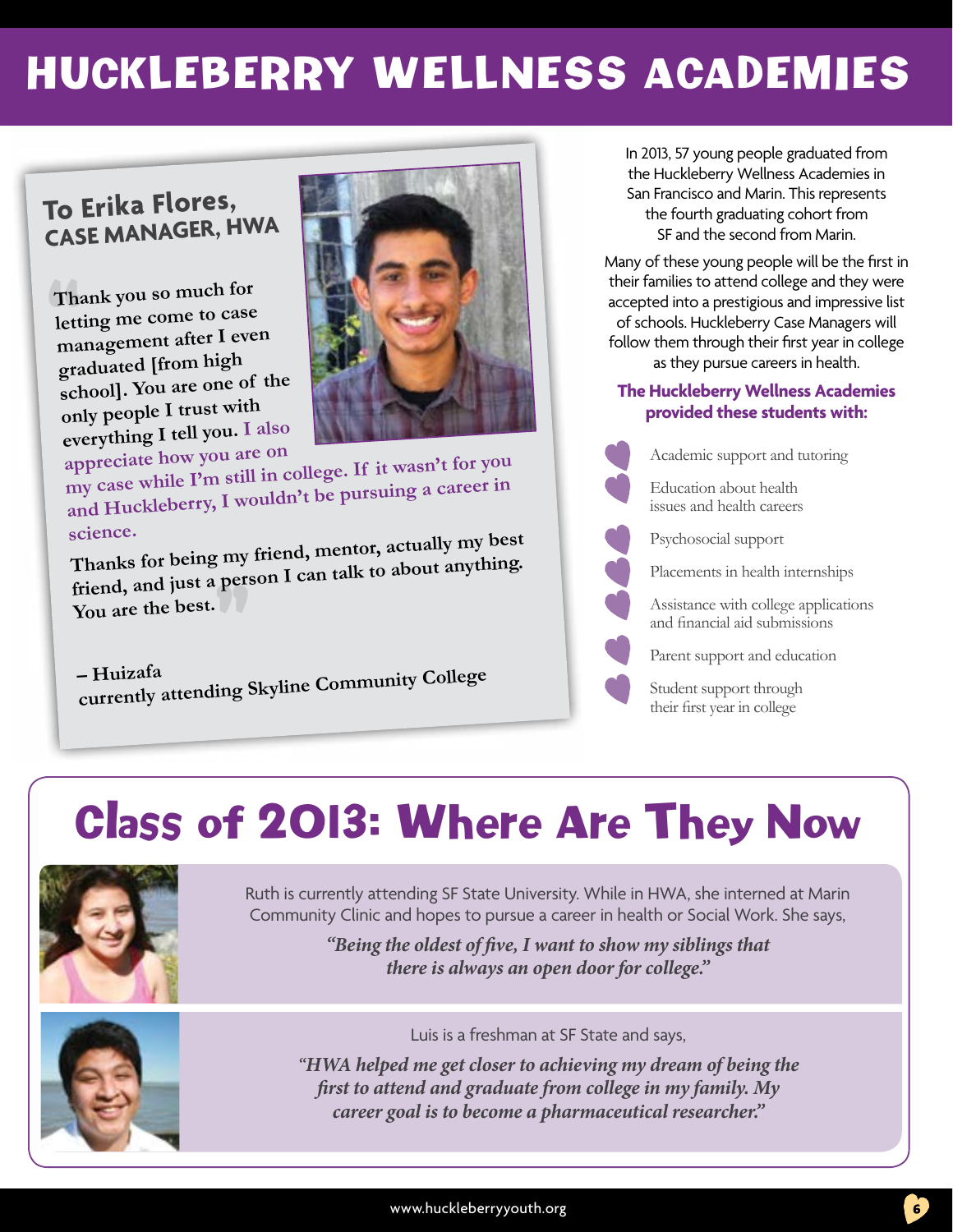# HUCKLEBERRY WELLNESS ACADEMIES

## To Erika Flores, CASE MANAGER, HWA

"Thank you so much for letting me come to case management after I even graduated [from high school]. You are one of the only people I trust with everything I tell you. I also appreciate how you are on my case while I'm still in college. If it wasn't for you and Huckleberry, I wouldn't be pursuing a career in science.

Thanks for being my friend, mentor, actually my best friend, and just a person I can talk to about anything. You are the best."

– Huizafa
currently attending Skyline Community College

In 2013, 57 young people graduated from the Huckleberry Wellness Academies in San Francisco and Marin. This represents the fourth graduating cohort from SF and the second from Marin.

Many of these young people will be the first in their families to attend college and they were accepted into a prestigious and impressive list of schools. Huckleberry Case Managers will follow them through their first year in college as they pursue careers in health.

**The Huckleberry Wellness Academies provided these students with:**

- Academic support and tutoring
- Education about health issues and health careers
- Psychosocial support
- Placements in health internships
- Assistance with college applications and financial aid submissions
- Parent support and education
- Student support through their first year in college

## Class of 2013: Where Are They Now

Ruth is currently attending SF State University. While in HWA, she interned at Marin Community Clinic and hopes to pursue a career in health or Social Work. She says,

*"Being the oldest of five, I want to show my siblings that there is always an open door for college."*

Luis is a freshman at SF State and says,

*"HWA helped me get closer to achieving my dream of being the first to attend and graduate from college in my family. My career goal is to become a pharmaceutical researcher."*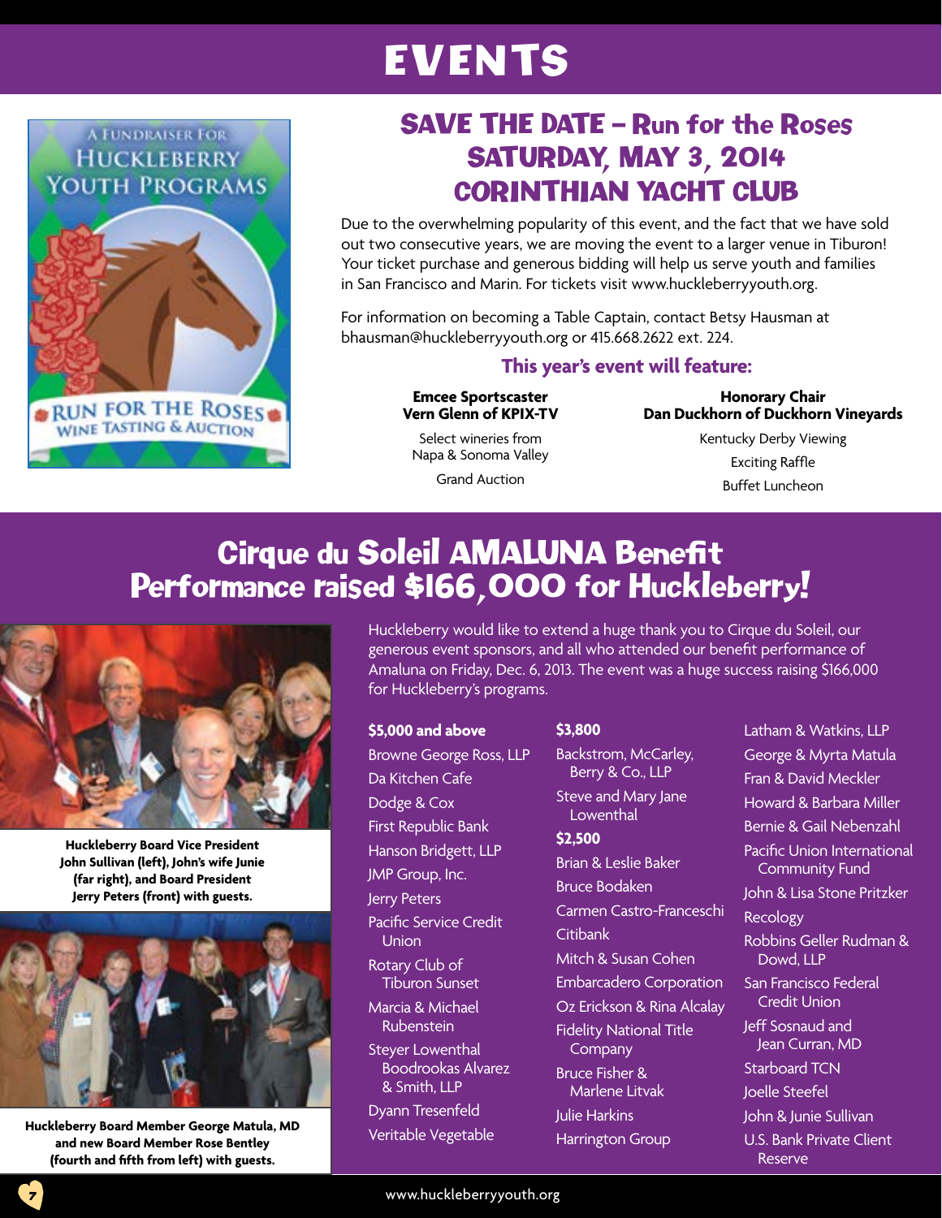# EVENTS

A FUNDRAISER FOR HUCKLEBERRY YOUTH PROGRAMS

RUN FOR THE ROSES WINE TASTING & AUCTION

## SAVE THE DATE – Run for the Roses SATURDAY, MAY 3, 2014 CORINTHIAN YACHT CLUB

Due to the overwhelming popularity of this event, and the fact that we have sold out two consecutive years, we are moving the event to a larger venue in Tiburon! Your ticket purchase and generous bidding will help us serve youth and families in San Francisco and Marin. For tickets visit www.huckleberryyouth.org.

For information on becoming a Table Captain, contact Betsy Hausman at bhausman@huckleberryyouth.org or 415.668.2622 ext. 224.

### This year's event will feature:

**Emcee Sportscaster Vern Glenn of KPIX-TV**

Select wineries from Napa & Sonoma Valley

Grand Auction

**Honorary Chair Dan Duckhorn of Duckhorn Vineyards**

Kentucky Derby Viewing

Exciting Raffle

Buffet Luncheon

## Cirque du Soleil AMALUNA Benefit Performance raised $166,000 for Huckleberry!

**Huckleberry Board Vice President John Sullivan (left), John's wife Junie (far right), and Board President Jerry Peters (front) with guests.**

**Huckleberry Board Member George Matula, MD and new Board Member Rose Bentley (fourth and fifth from left) with guests.**

Huckleberry would like to extend a huge thank you to Cirque du Soleil, our generous event sponsors, and all who attended our benefit performance of Amaluna on Friday, Dec. 6, 2013. The event was a huge success raising $166,000 for Huckleberry's programs.

**$5,000 and above**

- Browne George Ross, LLP
- Da Kitchen Cafe
- Dodge & Cox
- First Republic Bank
- Hanson Bridgett, LLP
- JMP Group, Inc.
- Jerry Peters
- Pacific Service Credit Union
- Rotary Club of Tiburon Sunset
- Marcia & Michael Rubenstein
- Steyer Lowenthal Boodrookas Alvarez & Smith, LLP
- Dyann Tresenfeld
- Veritable Vegetable

**$3,800**

- Backstrom, McCarley, Berry & Co., LLP
- Steve and Mary Jane Lowenthal

**$2,500**

- Brian & Leslie Baker
- Bruce Bodaken
- Carmen Castro-Franceschi
- Citibank
- Mitch & Susan Cohen
- Embarcadero Corporation
- Oz Erickson & Rina Alcalay
- Fidelity National Title Company
- Bruce Fisher & Marlene Litvak
- Julie Harkins
- Harrington Group
- Latham & Watkins, LLP
- George & Myrta Matula
- Fran & David Meckler
- Howard & Barbara Miller
- Bernie & Gail Nebenzahl
- Pacific Union International Community Fund
- John & Lisa Stone Pritzker
- Recology
- Robbins Geller Rudman & Dowd, LLP
- San Francisco Federal Credit Union
- Jeff Sosnaud and Jean Curran, MD
- Starboard TCN
- Joelle Steefel
- John & Junie Sullivan
- U.S. Bank Private Client Reserve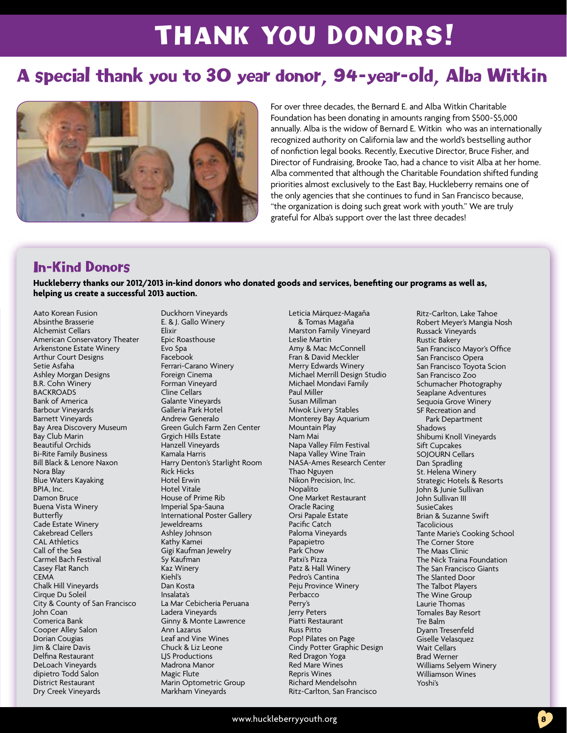# THANK YOU DONORS!

## A special thank you to 30 year donor, 94-year-old, Alba Witkin

For over three decades, the Bernard E. and Alba Witkin Charitable Foundation has been donating in amounts ranging from $500-$5,000 annually. Alba is the widow of Bernard E. Witkin who was an internationally recognized authority on California law and the world's bestselling author of nonfiction legal books. Recently, Executive Director, Bruce Fisher, and Director of Fundraising, Brooke Tao, had a chance to visit Alba at her home. Alba commented that although the Charitable Foundation shifted funding priorities almost exclusively to the East Bay, Huckleberry remains one of the only agencies that she continues to fund in San Francisco because, "the organization is doing such great work with youth." We are truly grateful for Alba's support over the last three decades!

## In-Kind Donors

**Huckleberry thanks our 2012/2013 in-kind donors who donated goods and services, benefiting our programs as well as, helping us create a successful 2013 auction.**

Aato Korean Fusion
Absinthe Brasserie
Alchemist Cellars
American Conservatory Theater
Arkenstone Estate Winery
Arthur Court Designs
Setie Asfaha
Ashley Morgan Designs
B.R. Cohn Winery
BACKROADS
Bank of America
Barbour Vineyards
Barnett Vineyards
Bay Area Discovery Museum
Bay Club Marin
Beautiful Orchids
Bi-Rite Family Business
Bill Black & Lenore Naxon
Nora Blay
Blue Waters Kayaking
BPIA, Inc.
Damon Bruce
Buena Vista Winery
Butterfly
Cade Estate Winery
Cakebread Cellers
CAL Athletics
Call of the Sea
Carmel Bach Festival
Casey Flat Ranch
CEMA
Chalk Hill Vineyards
Cirque Du Soleil
City & County of San Francisco
John Coan
Comerica Bank
Cooper Alley Salon
Dorian Cougias
Jim & Claire Davis
Delfina Restaurant
DeLoach Vineyards
dipietro Todd Salon
District Restaurant
Dry Creek Vineyards
Duckhorn Vineyards
E. & J. Gallo Winery
Elixir
Epic Roasthouse
Evo Spa
Facebook
Ferrari-Carano Winery
Foreign Cinema
Forman Vineyard
Cline Cellars
Galante Vineyards
Galleria Park Hotel
Andrew Generalo
Green Gulch Farm Zen Center
Grgich Hills Estate
Hanzell Vineyards
Kamala Harris
Harry Denton's Starlight Room
Rick Hicks
Hotel Erwin
Hotel Vitale
House of Prime Rib
Imperial Spa-Sauna
International Poster Gallery
Jeweldreams
Ashley Johnson
Kathy Kamei
Gigi Kaufman Jewelry
Sy Kaufman
Kaz Winery
Kiehl's
Dan Kosta
Insalata's
La Mar Cebicheria Peruana
Ladera Vineyards
Ginny & Monte Lawrence
Ann Lazarus
Leaf and Vine Wines
Chuck & Liz Leone
LJS Productions
Madrona Manor
Magic Flute
Marin Optometric Group
Markham Vineyards
Leticia Márquez-Magaña & Tomas Magaña
Marston Family Vineyard
Leslie Martin
Amy & Mac McConnell
Fran & David Meckler
Merry Edwards Winery
Michael Merrill Design Studio
Michael Mondavi Family
Paul Miller
Susan Millman
Miwok Livery Stables
Monterey Bay Aquarium
Mountain Play
Nam Mai
Napa Valley Film Festival
Napa Valley Wine Train
NASA-Ames Research Center
Thao Nguyen
Nikon Precision, Inc.
Nopalito
One Market Restaurant
Oracle Racing
Orsi Papale Estate
Pacific Catch
Paloma Vineyards
Papapietro
Park Chow
Patxi's Pizza
Patz & Hall Winery
Pedro's Cantina
Peju Province Winery
Perbacco
Perry's
Jerry Peters
Piatti Restaurant
Russ Pitto
Pop! Pilates on Page
Cindy Potter Graphic Design
Red Dragon Yoga
Red Mare Wines
Repris Wines
Richard Mendelsohn
Ritz-Carlton, San Francisco
Ritz-Carlton, Lake Tahoe
Robert Meyer's Mangia Nosh
Russack Vineyards
Rustic Bakery
San Francisco Mayor's Office
San Francisco Opera
San Francisco Toyota Scion
San Francisco Zoo
Schumacher Photography
Seaplane Adventures
Sequoia Grove Winery
SF Recreation and Park Department
Shadows
Shibumi Knoll Vineyards
Sift Cupcakes
SOJOURN Cellars
Dan Spradling
St. Helena Winery
Strategic Hotels & Resorts
John & Junie Sullivan
John Sullivan III
SusieCakes
Brian & Suzanne Swift
Tacolicious
Tante Marie's Cooking School
The Corner Store
The Maas Clinic
The Nick Traina Foundation
The San Francisco Giants
The Slanted Door
The Talbot Players
The Wine Group
Laurie Thomas
Tomales Bay Resort
Tre Balm
Dyann Tresenfeld
Giselle Velasquez
Wait Cellars
Brad Werner
Williams Selyem Winery
Williamson Wines
Yoshi's

www.huckleberryyouth.org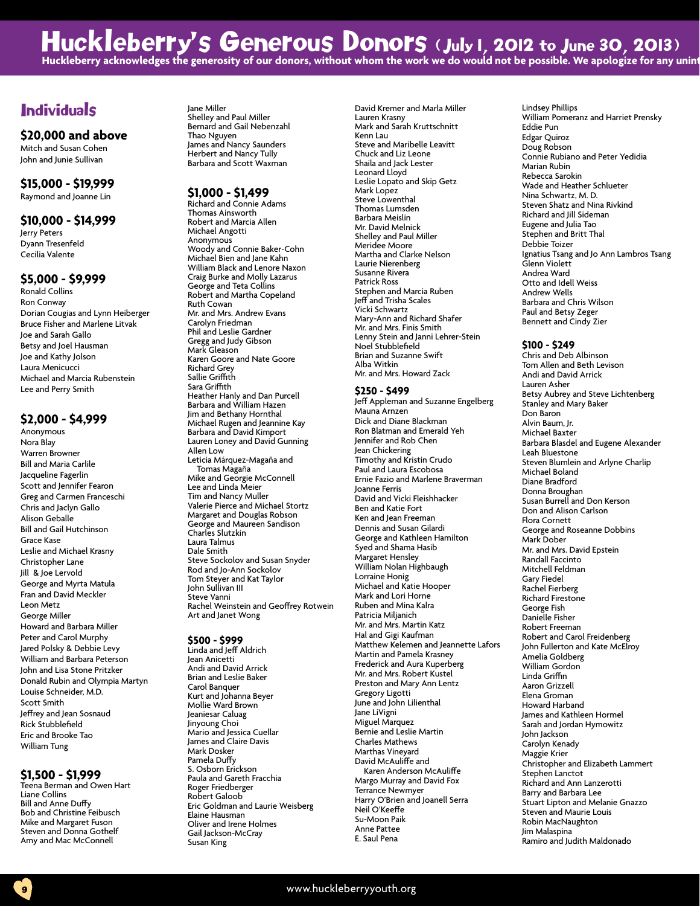# Huckleberry's Generous Donors (July 1, 2012 to June 30, 2013)

Huckleberry acknowledges the generosity of our donors, without whom the work we do would not be possible. We apologize for any unint

## Individuals

### $20,000 and above

Mitch and Susan Cohen
John and Junie Sullivan

### $15,000 - $19,999

Raymond and Joanne Lin

### $10,000 - $14,999

Jerry Peters
Dyann Tresenfeld
Cecilia Valente

### $5,000 - $9,999

Ronald Collins
Ron Conway
Dorian Cougias and Lynn Heiberger
Bruce Fisher and Marlene Litvak
Joe and Sarah Gallo
Betsy and Joel Hausman
Joe and Kathy Jolson
Laura Menicucci
Michael and Marcia Rubenstein
Lee and Perry Smith

### $2,000 - $4,999

Anonymous
Nora Blay
Warren Browner
Bill and Maria Carlile
Jacqueline Fagerlin
Scott and Jennifer Fearon
Greg and Carmen Franceschi
Chris and Jaclyn Gallo
Alison Geballe
Bill and Gail Hutchinson
Grace Kase
Leslie and Michael Krasny
Christopher Lane
Jill & Joe Lervold
George and Myrta Matula
Fran and David Meckler
Leon Metz
George Miller
Howard and Barbara Miller
Peter and Carol Murphy
Jared Polsky & Debbie Levy
William and Barbara Peterson
John and Lisa Stone Pritzker
Donald Rubin and Olympia Martyn
Louise Schneider, M.D.
Scott Smith
Jeffrey and Jean Sosnaud
Rick Stubblefield
Eric and Brooke Tao
William Tung

### $1,500 - $1,999

Teena Berman and Owen Hart
Liane Collins
Bill and Anne Duffy
Bob and Christine Feibusch
Mike and Margaret Fuson
Steven and Donna Gothelf
Amy and Mac McConnell
Jane Miller
Shelley and Paul Miller
Bernard and Gail Nebenzahl
Thao Nguyen
James and Nancy Saunders
Herbert and Nancy Tully
Barbara and Scott Waxman

### $1,000 - $1,499

Richard and Connie Adams
Thomas Ainsworth
Robert and Marcia Allen
Michael Angotti
Anonymous
Woody and Connie Baker-Cohn
Michael Bien and Jane Kahn
William Black and Lenore Naxon
Craig Burke and Molly Lazarus
George and Teta Collins
Robert and Martha Copeland
Ruth Cowan
Mr. and Mrs. Andrew Evans
Carolyn Friedman
Phil and Leslie Gardner
Gregg and Judy Gibson
Mark Gleason
Karen Goore and Nate Goore
Richard Grey
Sallie Griffith
Sara Griffith
Heather Hanly and Dan Purcell
Barbara and William Hazen
Jim and Bethany Hornthal
Michael Rugen and Jeannine Kay
Barbara and David Kimport
Lauren Loney and David Gunning
Allen Low
Leticia Márquez-Magaña and Tomas Magaña
Mike and Georgie McConnell
Lee and Linda Meier
Tim and Nancy Muller
Valerie Pierce and Michael Stortz
Margaret and Douglas Robson
George and Maureen Sandison
Charles Slutzkin
Laura Talmus
Dale Smith
Steve Sockolov and Susan Snyder
Rod and Jo-Ann Sockolov
Tom Steyer and Kat Taylor
John Sullivan III
Steve Vanni
Rachel Weinstein and Geoffrey Rotwein
Art and Janet Wong

### $500 - $999

Linda and Jeff Aldrich
Jean Anicetti
Andi and David Arrick
Brian and Leslie Baker
Carol Banquer
Kurt and Johanna Beyer
Mollie Ward Brown
Jeaniesar Caluag
Jinyoung Choi
Mario and Jessica Cuellar
James and Claire Davis
Mark Dosker
Pamela Duffy
S. Osborn Erickson
Paula and Gareth Fracchia
Roger Friedberger
Robert Galoob
Eric Goldman and Laurie Weisberg
Elaine Hausman
Oliver and Irene Holmes
Gail Jackson-McCray
Susan King
David Kremer and Marla Miller
Lauren Krasny
Mark and Sarah Kruttschnitt
Kenn Lau
Steve and Maribelle Leavitt
Chuck and Liz Leone
Shaila and Jack Lester
Leonard Lloyd
Leslie Lopato and Skip Getz
Mark Lopez
Steve Lowenthal
Thomas Lumsden
Barbara Meislin
Mr. David Melnick
Shelley and Paul Miller
Meridee Moore
Martha and Clarke Nelson
Laurie Nierenberg
Susanne Rivera
Patrick Ross
Stephen and Marcia Ruben
Jeff and Trisha Scales
Vicki Schwartz
Mary-Ann and Richard Shafer
Mr. and Mrs. Finis Smith
Lenny Stein and Janni Lehrer-Stein
Noel Stubblefield
Brian and Suzanne Swift
Alba Witkin
Mr. and Mrs. Howard Zack

### $250 - $499

Jeff Appleman and Suzanne Engelberg
Mauna Arnzen
Dick and Diane Blackman
Ron Blatman and Emerald Yeh
Jennifer and Rob Chen
Jean Chickering
Timothy and Kristin Crudo
Paul and Laura Escobosa
Ernie Fazio and Marlene Braverman
Joanne Ferris
David and Vicki Fleishhacker
Ben and Katie Fort
Ken and Jean Freeman
Dennis and Susan Gilardi
George and Kathleen Hamilton
Syed and Shama Hasib
Margaret Hensley
William Nolan Highbaugh
Lorraine Honig
Michael and Katie Hooper
Mark and Lori Horne
Ruben and Mina Kalra
Patricia Miljanich
Mr. and Mrs. Martin Katz
Hal and Gigi Kaufman
Matthew Kelemen and Jeannette Lafors
Martin and Pamela Krasney
Frederick and Aura Kuperberg
Mr. and Mrs. Robert Kustel
Preston and Mary Ann Lentz
Gregory Ligotti
June and John Lilienthal
Jane LiVigni
Miguel Marquez
Bernie and Leslie Martin
Charles Mathews
Marthas Vineyard
David McAuliffe and Karen Anderson McAuliffe
Margo Murray and David Fox
Terrance Newmyer
Harry O'Brien and Joanell Serra
Neil O'Keeffe
Su-Moon Paik
Anne Pattee
E. Saul Pena
Lindsey Phillips
William Pomeranz and Harriet Prensky
Eddie Pun
Edgar Quiroz
Doug Robson
Connie Rubiano and Peter Yedidia
Marian Rubin
Rebecca Sarokin
Wade and Heather Schlueter
Nina Schwartz, M. D.
Steven Shatz and Nina Rivkind
Richard and Jill Sideman
Eugene and Julia Tao
Stephen and Britt Thal
Debbie Toizer
Ignatius Tsang and Jo Ann Lambros Tsang
Glenn Violett
Andrea Ward
Otto and Idell Weiss
Andrew Wells
Barbara and Chris Wilson
Paul and Betsy Zeger
Bennett and Cindy Zier

### $100 - $249

Chris and Deb Albinson
Tom Allen and Beth Levison
Andi and David Arrick
Lauren Asher
Betsy Aubrey and Steve Lichtenberg
Stanley and Mary Baker
Don Baron
Alvin Baum, Jr.
Michael Baxter
Barbara Blasdel and Eugene Alexander
Leah Bluestone
Steven Blumlein and Arlyne Charlip
Michael Boland
Diane Bradford
Donna Broughan
Susan Burrell and Don Kerson
Don and Alison Carlson
Flora Cornett
George and Roseanne Dobbins
Mark Dober
Mr. and Mrs. David Epstein
Randall Faccinto
Mitchell Feldman
Gary Fiedel
Rachel Fierberg
Richard Firestone
George Fish
Danielle Fisher
Robert Freeman
Robert and Carol Freidenberg
John Fullerton and Kate McElroy
Amelia Goldberg
William Gordon
Linda Griffin
Aaron Grizzell
Elena Groman
Howard Harband
James and Kathleen Hormel
Sarah and Jordan Hymowitz
John Jackson
Carolyn Kenady
Maggie Krier
Christopher and Elizabeth Lammert
Stephen Lanctot
Richard and Ann Lanzerotti
Barry and Barbara Lee
Stuart Lipton and Melanie Gnazzo
Steven and Maurie Louis
Robin MacNaughton
Jim Malaspina
Ramiro and Judith Maldonado

www.huckleberryyouth.org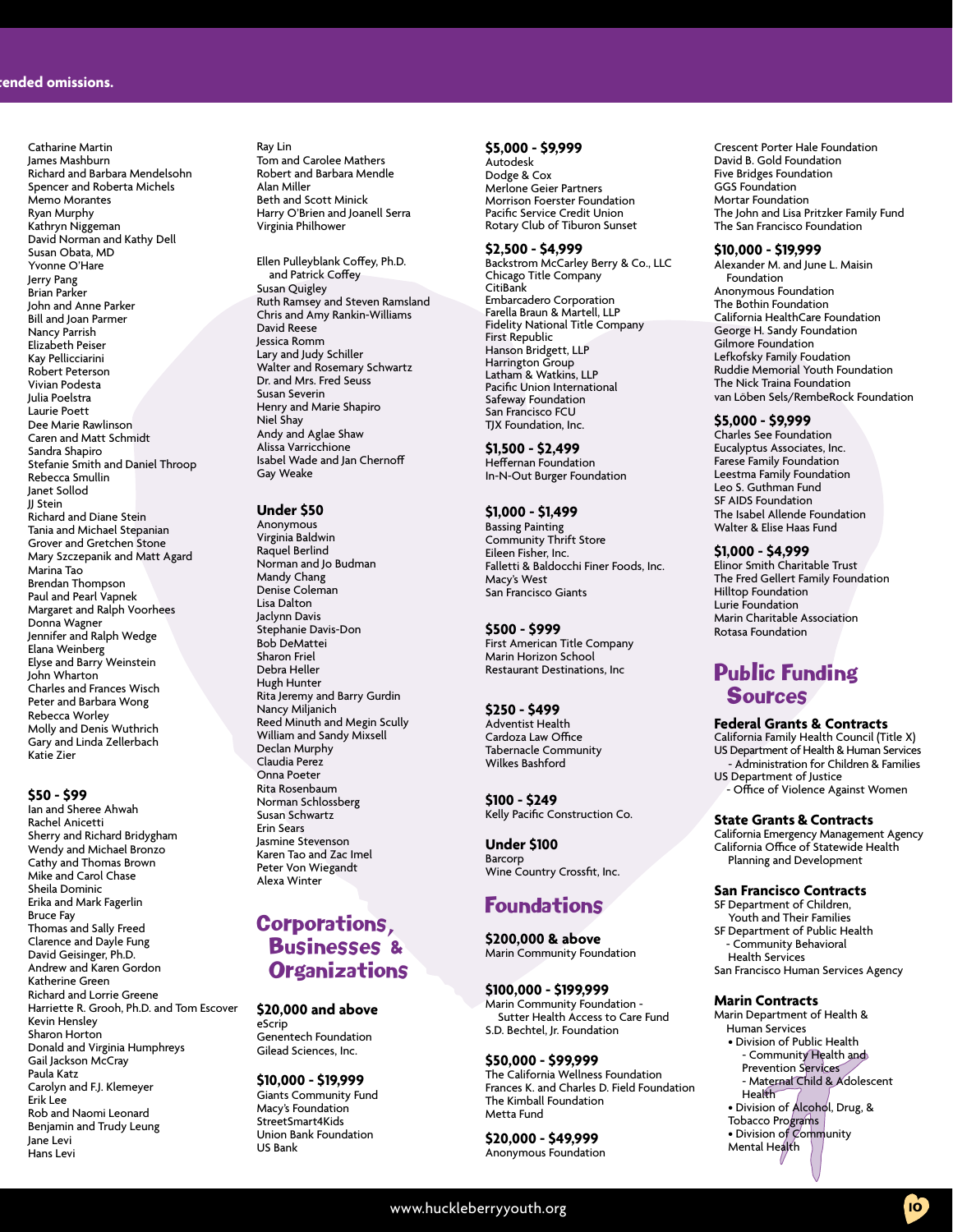...ended omissions.

Catharine Martin
James Mashburn
Richard and Barbara Mendelsohn
Spencer and Roberta Michels
Memo Morantes
Ryan Murphy
Kathryn Niggeman
David Norman and Kathy Dell
Susan Obata, MD
Yvonne O'Hare
Jerry Pang
Brian Parker
John and Anne Parker
Bill and Joan Parmer
Nancy Parrish
Elizabeth Peiser
Kay Pellicciarini
Robert Peterson
Vivian Podesta
Julia Poelstra
Laurie Poett
Dee Marie Rawlinson
Caren and Matt Schmidt
Sandra Shapiro
Stefanie Smith and Daniel Throop
Rebecca Smullin
Janet Sollod
JJ Stein
Richard and Diane Stein
Tania and Michael Stepanian
Grover and Gretchen Stone
Mary Szczepanik and Matt Agard
Marina Tao
Brendan Thompson
Paul and Pearl Vapnek
Margaret and Ralph Voorhees
Donna Wagner
Jennifer and Ralph Wedge
Elana Weinberg
Elyse and Barry Weinstein
John Wharton
Charles and Frances Wisch
Peter and Barbara Wong
Rebecca Worley
Molly and Denis Wuthrich
Gary and Linda Zellerbach
Katie Zier

### $50 - $99

Ian and Sheree Ahwah
Rachel Anicetti
Sherry and Richard Bridygham
Wendy and Michael Bronzo
Cathy and Thomas Brown
Mike and Carol Chase
Sheila Dominic
Erika and Mark Fagerlin
Bruce Fay
Thomas and Sally Freed
Clarence and Dayle Fung
David Geisinger, Ph.D.
Andrew and Karen Gordon
Katherine Green
Richard and Lorrie Greene
Harriette R. Grooh, Ph.D. and Tom Escover
Kevin Hensley
Sharon Horton
Donald and Virginia Humphreys
Gail Jackson McCray
Paula Katz
Carolyn and F.J. Klemeyer
Erik Lee
Rob and Naomi Leonard
Benjamin and Trudy Leung
Jane Levi
Hans Levi
Ray Lin
Tom and Carolee Mathers
Robert and Barbara Mendle
Alan Miller
Beth and Scott Minick
Harry O'Brien and Joanell Serra
Virginia Philhower

Ellen Pulleyblank Coffey, Ph.D. and Patrick Coffey
Susan Quigley
Ruth Ramsey and Steven Ramsland
Chris and Amy Rankin-Williams
David Reese
Jessica Romm
Lary and Judy Schiller
Walter and Rosemary Schwartz
Dr. and Mrs. Fred Seuss
Susan Severin
Henry and Marie Shapiro
Niel Shay
Andy and Aglae Shaw
Alissa Varricchione
Isabel Wade and Jan Chernoff
Gay Weake

### Under $50

Anonymous
Virginia Baldwin
Raquel Berlind
Norman and Jo Budman
Mandy Chang
Denise Coleman
Lisa Dalton
Jaclynn Davis
Stephanie Davis-Don
Bob DeMattei
Sharon Friel
Debra Heller
Hugh Hunter
Rita Jeremy and Barry Gurdin
Nancy Miljanich
Reed Minuth and Megin Scully
William and Sandy Mixsell
Declan Murphy
Claudia Perez
Onna Poeter
Rita Rosenbaum
Norman Schlossberg
Susan Schwartz
Erin Sears
Jasmine Stevenson
Karen Tao and Zac Imel
Peter Von Wiegandt
Alexa Winter

## Corporations, Businesses & Organizations

### $20,000 and above

eScrip
Genentech Foundation
Gilead Sciences, Inc.

### $10,000 - $19,999

Giants Community Fund
Macy's Foundation
StreetSmart4Kids
Union Bank Foundation
US Bank

### $5,000 - $9,999

Autodesk
Dodge & Cox
Merlone Geier Partners
Morrison Foerster Foundation
Pacific Service Credit Union
Rotary Club of Tiburon Sunset

### $2,500 - $4,999

Backstrom McCarley Berry & Co., LLC
Chicago Title Company
CitiBank
Embarcadero Corporation
Farella Braun & Martell, LLP
Fidelity National Title Company
First Republic
Hanson Bridgett, LLP
Harrington Group
Latham & Watkins, LLP
Pacific Union International
Safeway Foundation
San Francisco FCU
TJX Foundation, Inc.

### $1,500 - $2,499

Heffernan Foundation
In-N-Out Burger Foundation

### $1,000 - $1,499

Bassing Painting
Community Thrift Store
Eileen Fisher, Inc.
Falletti & Baldocchi Finer Foods, Inc.
Macy's West
San Francisco Giants

### $500 - $999

First American Title Company
Marin Horizon School
Restaurant Destinations, Inc

### $250 - $499

Adventist Health
Cardoza Law Office
Tabernacle Community
Wilkes Bashford

### $100 - $249

Kelly Pacific Construction Co.

### Under $100

Barcorp
Wine Country Crossfit, Inc.

## Foundations

### $200,000 & above

Marin Community Foundation

### $100,000 - $199,999

Marin Community Foundation - Sutter Health Access to Care Fund
S.D. Bechtel, Jr. Foundation

### $50,000 - $99,999

The California Wellness Foundation
Frances K. and Charles D. Field Foundation
The Kimball Foundation
Metta Fund

### $20,000 - $49,999

Anonymous Foundation
Crescent Porter Hale Foundation
David B. Gold Foundation
Five Bridges Foundation
GGS Foundation
Mortar Foundation
The John and Lisa Pritzker Family Fund
The San Francisco Foundation

### $10,000 - $19,999

Alexander M. and June L. Maisin Foundation
Anonymous Foundation
The Bothin Foundation
California HealthCare Foundation
George H. Sandy Foundation
Gilmore Foundation
Lefkofsky Family Foudation
Ruddie Memorial Youth Foundation
The Nick Traina Foundation
van Löben Sels/RembeRock Foundation

### $5,000 - $9,999

Charles See Foundation
Eucalyptus Associates, Inc.
Farese Family Foundation
Leestma Family Foundation
Leo S. Guthman Fund
SF AIDS Foundation
The Isabel Allende Foundation
Walter & Elise Haas Fund

### $1,000 - $4,999

Elinor Smith Charitable Trust
The Fred Gellert Family Foundation
Hilltop Foundation
Lurie Foundation
Marin Charitable Association
Rotasa Foundation

## Public Funding Sources

### Federal Grants & Contracts

California Family Health Council (Title X)
US Department of Health & Human Services
- Administration for Children & Families

US Department of Justice
- Office of Violence Against Women

### State Grants & Contracts

California Emergency Management Agency
California Office of Statewide Health Planning and Development

### San Francisco Contracts

SF Department of Children, Youth and Their Families
SF Department of Public Health
- Community Behavioral Health Services

San Francisco Human Services Agency

### Marin Contracts

Marin Department of Health & Human Services
- Division of Public Health
  - Community Health and Prevention Services
  - Maternal Child & Adolescent Health
- Division of Alcohol, Drug, & Tobacco Programs
- Division of Community Mental Health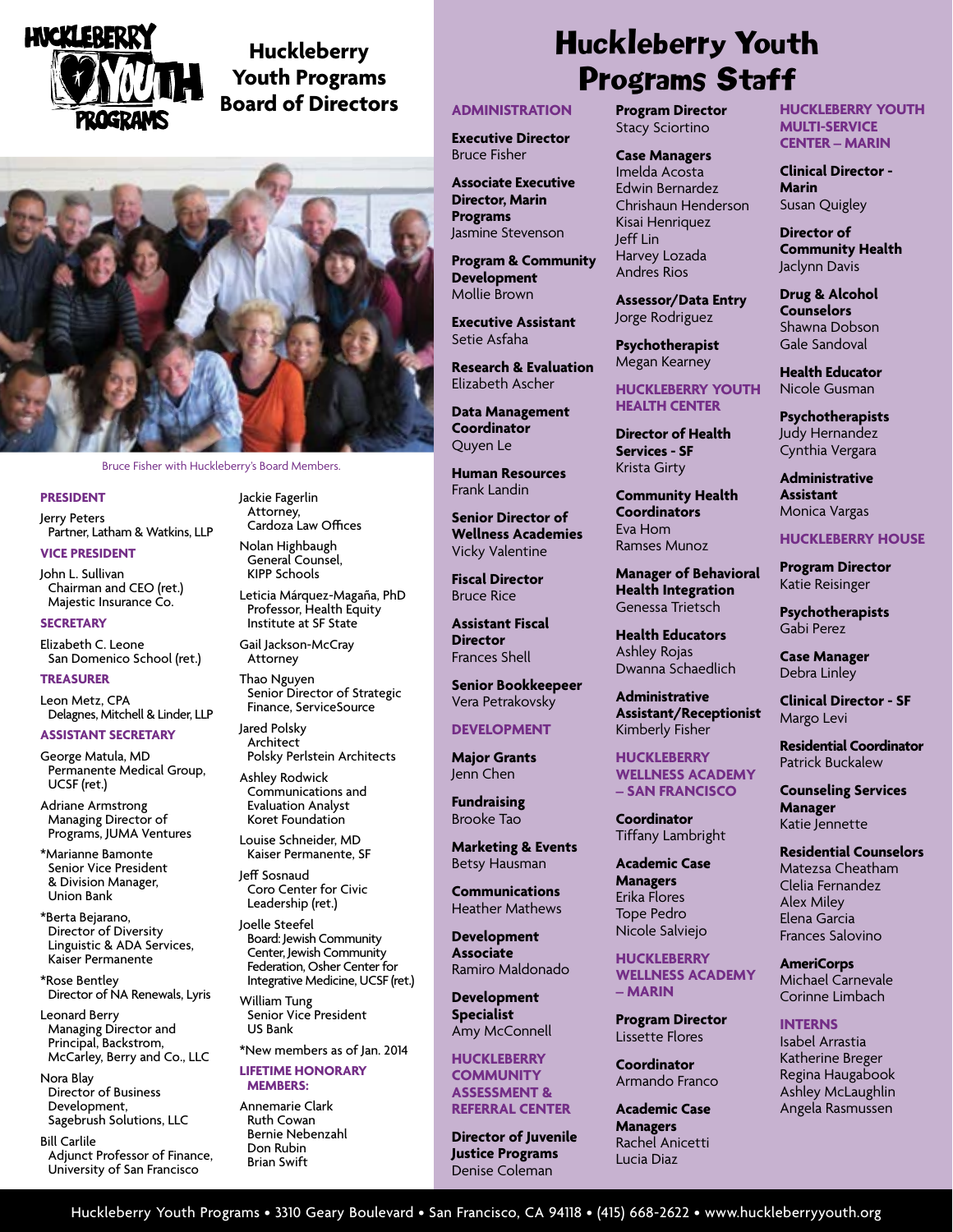## Huckleberry Youth Programs Board of Directors

Bruce Fisher with Huckleberry's Board Members.

**PRESIDENT**

Jerry Peters
Partner, Latham & Watkins, LLP

**VICE PRESIDENT**

John L. Sullivan
Chairman and CEO (ret.)
Majestic Insurance Co.

**SECRETARY**

Elizabeth C. Leone
San Domenico School (ret.)

**TREASURER**

Leon Metz, CPA
Delagnes, Mitchell & Linder, LLP

**ASSISTANT SECRETARY**

George Matula, MD
Permanente Medical Group, UCSF (ret.)

Adriane Armstrong
Managing Director of Programs, JUMA Ventures

*Marianne Bamonte
Senior Vice President & Division Manager, Union Bank

*Berta Bejarano,
Director of Diversity Linguistic & ADA Services, Kaiser Permanente

*Rose Bentley
Director of NA Renewals, Lyris

Leonard Berry
Managing Director and Principal, Backstrom, McCarley, Berry and Co., LLC

Nora Blay
Director of Business Development, Sagebrush Solutions, LLC

Bill Carlile
Adjunct Professor of Finance, University of San Francisco

Jackie Fagerlin
Attorney, Cardoza Law Offices

Nolan Highbaugh
General Counsel, KIPP Schools

Leticia Márquez-Magaña, PhD
Professor, Health Equity Institute at SF State

Gail Jackson-McCray
Attorney

Thao Nguyen
Senior Director of Strategic Finance, ServiceSource

Jared Polsky
Architect
Polsky Perlstein Architects

Ashley Rodwick
Communications and Evaluation Analyst
Koret Foundation

Louise Schneider, MD
Kaiser Permanente, SF

Jeff Sosnaud
Coro Center for Civic Leadership (ret.)

Joelle Steefel
Board: Jewish Community Center, Jewish Community Federation, Osher Center for Integrative Medicine, UCSF (ret.)

William Tung
Senior Vice President
US Bank

*New members as of Jan. 2014

**LIFETIME HONORARY MEMBERS:**

Annemarie Clark
Ruth Cowan
Bernie Nebenzahl
Don Rubin
Brian Swift

## Huckleberry Youth Programs Staff

### ADMINISTRATION

**Executive Director**
Bruce Fisher

**Associate Executive Director, Marin Programs**
Jasmine Stevenson

**Program & Community Development**
Mollie Brown

**Executive Assistant**
Setie Asfaha

**Research & Evaluation**
Elizabeth Ascher

**Data Management Coordinator**
Quyen Le

**Human Resources**
Frank Landin

**Senior Director of Wellness Academies**
Vicky Valentine

**Fiscal Director**
Bruce Rice

**Assistant Fiscal Director**
Frances Shell

**Senior Bookkeepeer**
Vera Petrakovsky

### DEVELOPMENT

**Major Grants**
Jenn Chen

**Fundraising**
Brooke Tao

**Marketing & Events**
Betsy Hausman

**Communications**
Heather Mathews

**Development Associate**
Ramiro Maldonado

**Development Specialist**
Amy McConnell

### HUCKLEBERRY COMMUNITY ASSESSMENT & REFERRAL CENTER

**Director of Juvenile Justice Programs**
Denise Coleman

**Program Director**
Stacy Sciortino

**Case Managers**
Imelda Acosta
Edwin Bernardez
Chrishaun Henderson
Kisai Henriquez
Jeff Lin
Harvey Lozada
Andres Rios

**Assessor/Data Entry**
Jorge Rodriguez

**Psychotherapist**
Megan Kearney

### HUCKLEBERRY YOUTH HEALTH CENTER

**Director of Health Services - SF**
Krista Girty

**Community Health Coordinators**
Eva Hom
Ramses Munoz

**Manager of Behavioral Health Integration**
Genessa Trietsch

**Health Educators**
Ashley Rojas
Dwanna Schaedlich

**Administrative Assistant/Receptionist**
Kimberly Fisher

### HUCKLEBERRY WELLNESS ACADEMY – SAN FRANCISCO

**Coordinator**
Tiffany Lambright

**Academic Case Managers**
Erika Flores
Tope Pedro
Nicole Salviejo

### HUCKLEBERRY WELLNESS ACADEMY – MARIN

**Program Director**
Lissette Flores

**Coordinator**
Armando Franco

**Academic Case Managers**
Rachel Anicetti
Lucia Diaz

### HUCKLEBERRY YOUTH MULTI-SERVICE CENTER – MARIN

**Clinical Director - Marin**
Susan Quigley

**Director of Community Health**
Jaclynn Davis

**Drug & Alcohol Counselors**
Shawna Dobson
Gale Sandoval

**Health Educator**
Nicole Gusman

**Psychotherapists**
Judy Hernandez
Cynthia Vergara

**Administrative Assistant**
Monica Vargas

### HUCKLEBERRY HOUSE

**Program Director**
Katie Reisinger

**Psychotherapists**
Gabi Perez

**Case Manager**
Debra Linley

**Clinical Director - SF**
Margo Levi

**Residential Coordinator**
Patrick Buckalew

**Counseling Services Manager**
Katie Jennette

**Residential Counselors**
Matezsa Cheatham
Clelia Fernandez
Alex Miley
Elena Garcia
Frances Salovino

**AmeriCorps**
Michael Carnevale
Corinne Limbach

### INTERNS

Isabel Arrastia
Katherine Breger
Regina Haugabook
Ashley McLaughlin
Angela Rasmussen

Huckleberry Youth Programs • 3310 Geary Boulevard • San Francisco, CA 94118 • (415) 668-2622 • www.huckleberryyouth.org